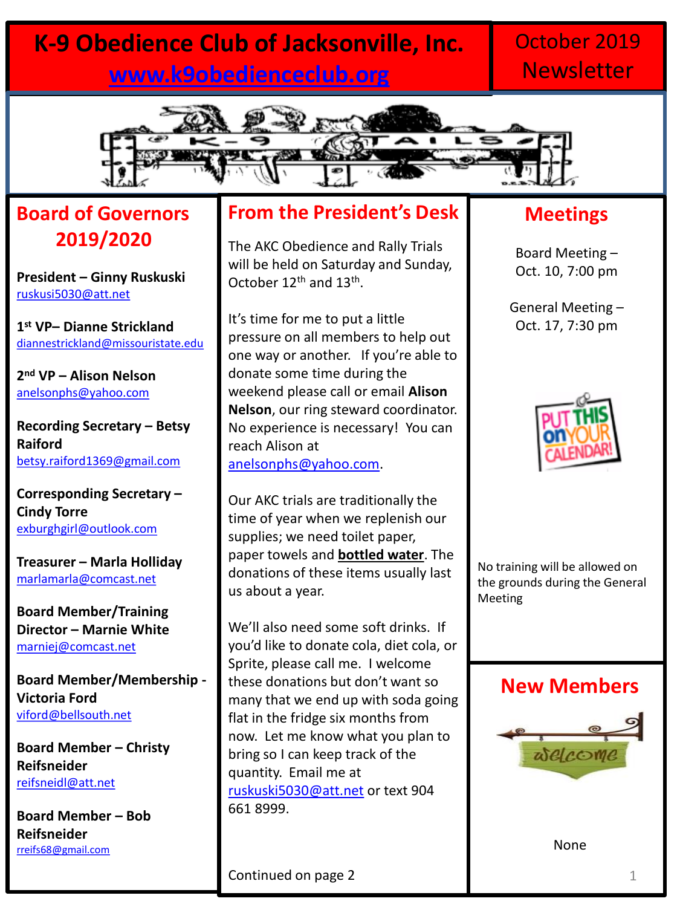# K-9 Obedience Club of Jacksonville, Inc.

www.k9obedienceclub.org

October 2019 Newsletter

## Board of Governors 2019/2020

**President – Ginny Ruskuski**
ruskusi5030@att.net

**1st VP– Dianne Strickland**
diannestrickland@missouristate.edu

**2nd VP – Alison Nelson**
anelsonphs@yahoo.com

**Recording Secretary – Betsy Raiford**
betsy.raiford1369@gmail.com

**Corresponding Secretary – Cindy Torre**
exburghgirl@outlook.com

**Treasurer – Marla Holliday**
marlamarla@comcast.net

**Board Member/Training Director – Marnie White**
marniej@comcast.net

**Board Member/Membership - Victoria Ford**
viford@bellsouth.net

**Board Member – Christy Reifsneider**
reifsneidl@att.net

**Board Member – Bob Reifsneider**
rreifs68@gmail.com

## From the President's Desk

The AKC Obedience and Rally Trials will be held on Saturday and Sunday, October 12th and 13th.

It's time for me to put a little pressure on all members to help out one way or another. If you're able to donate some time during the weekend please call or email **Alison Nelson**, our ring steward coordinator. No experience is necessary! You can reach Alison at anelsonphs@yahoo.com.

Our AKC trials are traditionally the time of year when we replenish our supplies; we need toilet paper, paper towels and **bottled water**. The donations of these items usually last us about a year.

We'll also need some soft drinks. If you'd like to donate cola, diet cola, or Sprite, please call me. I welcome these donations but don't want so many that we end up with soda going flat in the fridge six months from now. Let me know what you plan to bring so I can keep track of the quantity. Email me at ruskuski5030@att.net or text 904 661 8999.

Continued on page 2

## Meetings

Board Meeting – Oct. 10, 7:00 pm

General Meeting – Oct. 17, 7:30 pm

No training will be allowed on the grounds during the General Meeting

## New Members

None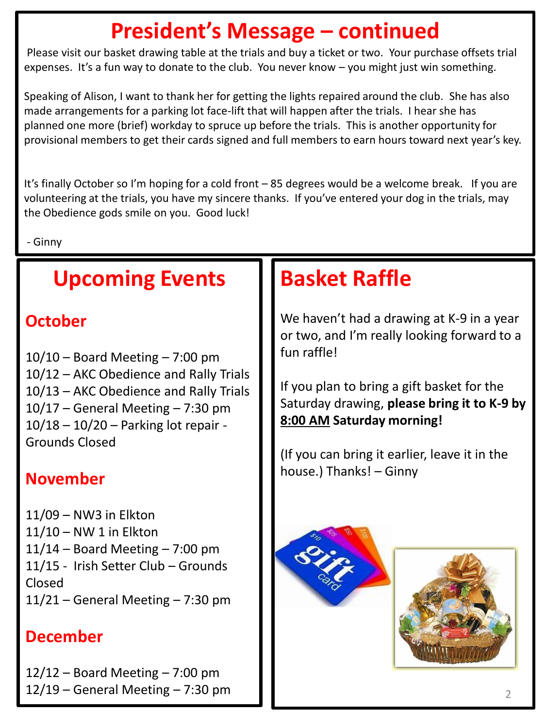# President's Message – continued

Please visit our basket drawing table at the trials and buy a ticket or two. Your purchase offsets trial expenses. It's a fun way to donate to the club. You never know – you might just win something.

Speaking of Alison, I want to thank her for getting the lights repaired around the club. She has also made arrangements for a parking lot face-lift that will happen after the trials. I hear she has planned one more (brief) workday to spruce up before the trials. This is another opportunity for provisional members to get their cards signed and full members to earn hours toward next year's key.

It's finally October so I'm hoping for a cold front – 85 degrees would be a welcome break. If you are volunteering at the trials, you have my sincere thanks. If you've entered your dog in the trials, may the Obedience gods smile on you. Good luck!

- Ginny

# Upcoming Events

## October

10/10 – Board Meeting – 7:00 pm
10/12 – AKC Obedience and Rally Trials
10/13 – AKC Obedience and Rally Trials
10/17 – General Meeting – 7:30 pm
10/18 – 10/20 – Parking lot repair - Grounds Closed

## November

11/09 – NW3 in Elkton
11/10 – NW 1 in Elkton
11/14 – Board Meeting – 7:00 pm
11/15 - Irish Setter Club – Grounds Closed
11/21 – General Meeting – 7:30 pm

## December

12/12 – Board Meeting – 7:00 pm
12/19 – General Meeting – 7:30 pm

# Basket Raffle

We haven't had a drawing at K-9 in a year or two, and I'm really looking forward to a fun raffle!

If you plan to bring a gift basket for the Saturday drawing, **please bring it to K-9 by <u>8:00 AM</u> Saturday morning!**

(If you can bring it earlier, leave it in the house.) Thanks! – Ginny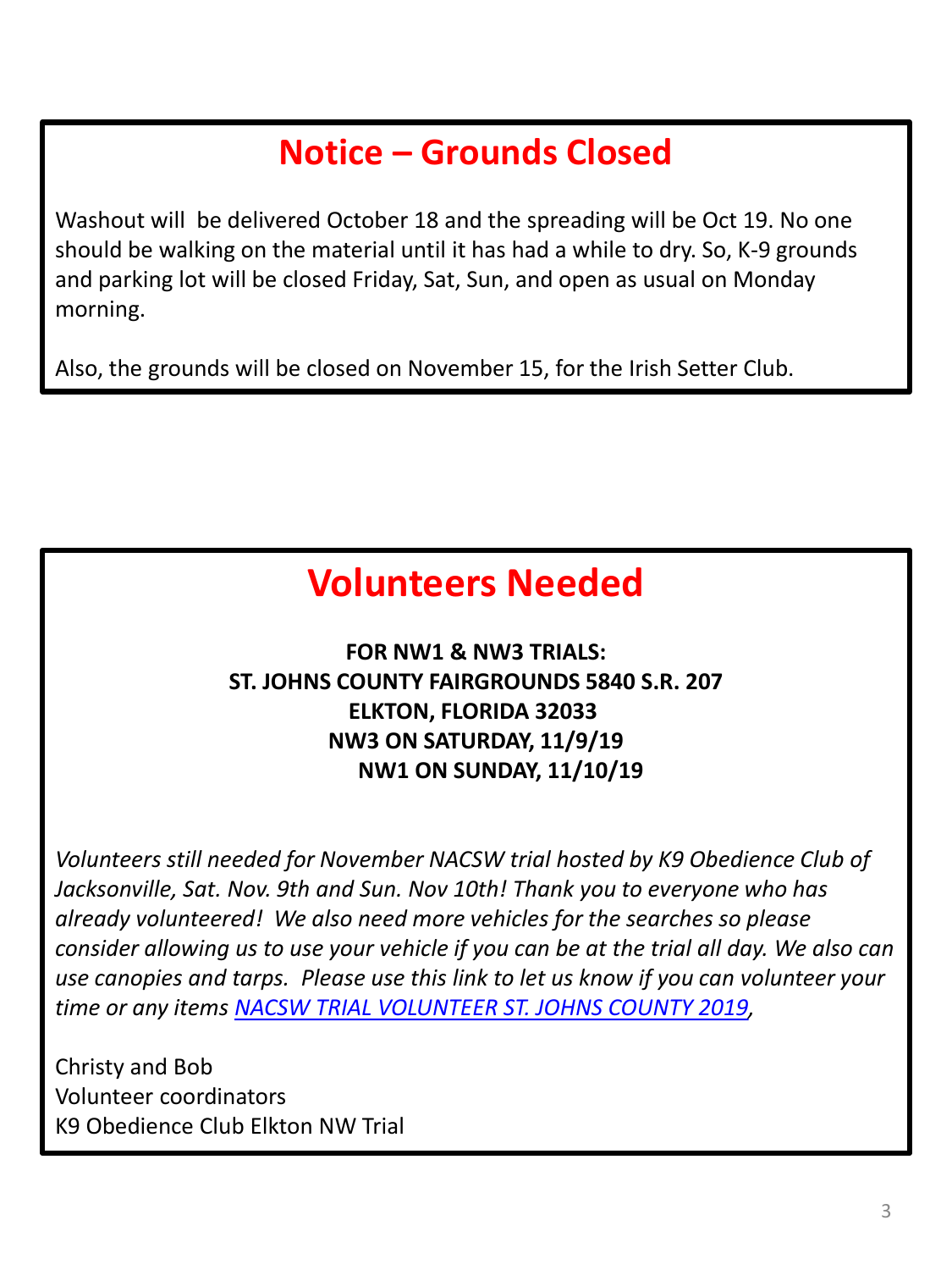# Notice – Grounds Closed

Washout will be delivered October 18 and the spreading will be Oct 19. No one should be walking on the material until it has had a while to dry. So, K-9 grounds and parking lot will be closed Friday, Sat, Sun, and open as usual on Monday morning.

Also, the grounds will be closed on November 15, for the Irish Setter Club.

# Volunteers Needed

**FOR NW1 & NW3 TRIALS:**
**ST. JOHNS COUNTY FAIRGROUNDS 5840 S.R. 207**
**ELKTON, FLORIDA 32033**
**NW3 ON SATURDAY, 11/9/19**
**NW1 ON SUNDAY, 11/10/19**

*Volunteers still needed for November NACSW trial hosted by K9 Obedience Club of Jacksonville, Sat. Nov. 9th and Sun. Nov 10th! Thank you to everyone who has already volunteered! We also need more vehicles for the searches so please consider allowing us to use your vehicle if you can be at the trial all day. We also can use canopies and tarps. Please use this link to let us know if you can volunteer your time or any items NACSW TRIAL VOLUNTEER ST. JOHNS COUNTY 2019,*

Christy and Bob
Volunteer coordinators
K9 Obedience Club Elkton NW Trial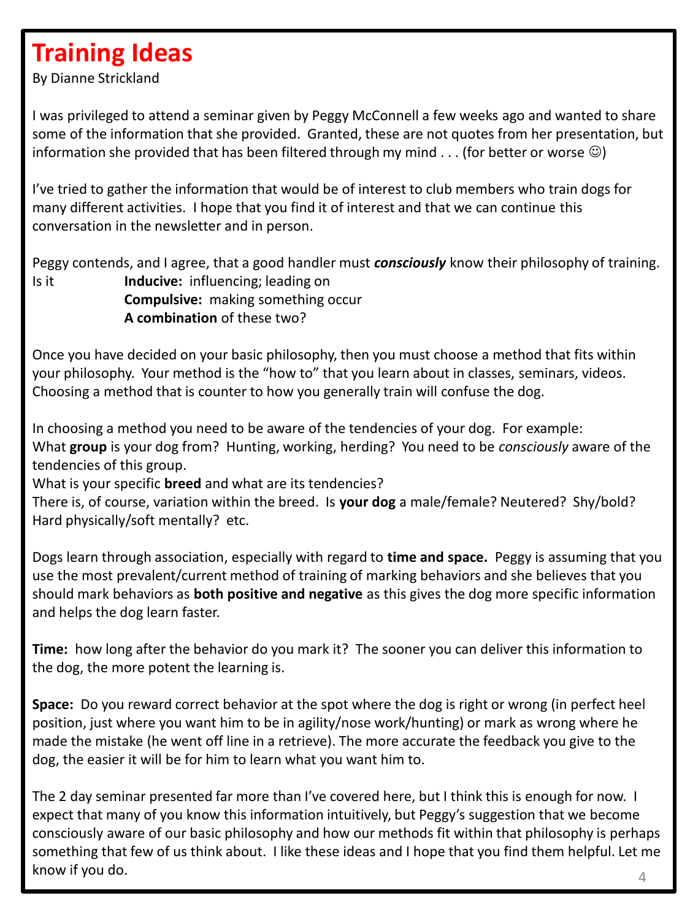# Training Ideas

By Dianne Strickland

I was privileged to attend a seminar given by Peggy McConnell a few weeks ago and wanted to share some of the information that she provided. Granted, these are not quotes from her presentation, but information she provided that has been filtered through my mind . . . (for better or worse ☺)

I've tried to gather the information that would be of interest to club members who train dogs for many different activities. I hope that you find it of interest and that we can continue this conversation in the newsletter and in person.

Peggy contends, and I agree, that a good handler must ***consciously*** know their philosophy of training. Is it

- **Inducive:** influencing; leading on
- **Compulsive:** making something occur
- **A combination** of these two?

Once you have decided on your basic philosophy, then you must choose a method that fits within your philosophy. Your method is the "how to" that you learn about in classes, seminars, videos. Choosing a method that is counter to how you generally train will confuse the dog.

In choosing a method you need to be aware of the tendencies of your dog. For example:
What **group** is your dog from? Hunting, working, herding? You need to be *consciously* aware of the tendencies of this group.
What is your specific **breed** and what are its tendencies?
There is, of course, variation within the breed. Is **your dog** a male/female? Neutered? Shy/bold? Hard physically/soft mentally? etc.

Dogs learn through association, especially with regard to **time and space.** Peggy is assuming that you use the most prevalent/current method of training of marking behaviors and she believes that you should mark behaviors as **both positive and negative** as this gives the dog more specific information and helps the dog learn faster.

**Time:** how long after the behavior do you mark it? The sooner you can deliver this information to the dog, the more potent the learning is.

**Space:** Do you reward correct behavior at the spot where the dog is right or wrong (in perfect heel position, just where you want him to be in agility/nose work/hunting) or mark as wrong where he made the mistake (he went off line in a retrieve). The more accurate the feedback you give to the dog, the easier it will be for him to learn what you want him to.

The 2 day seminar presented far more than I've covered here, but I think this is enough for now. I expect that many of you know this information intuitively, but Peggy's suggestion that we become consciously aware of our basic philosophy and how our methods fit within that philosophy is perhaps something that few of us think about. I like these ideas and I hope that you find them helpful. Let me know if you do.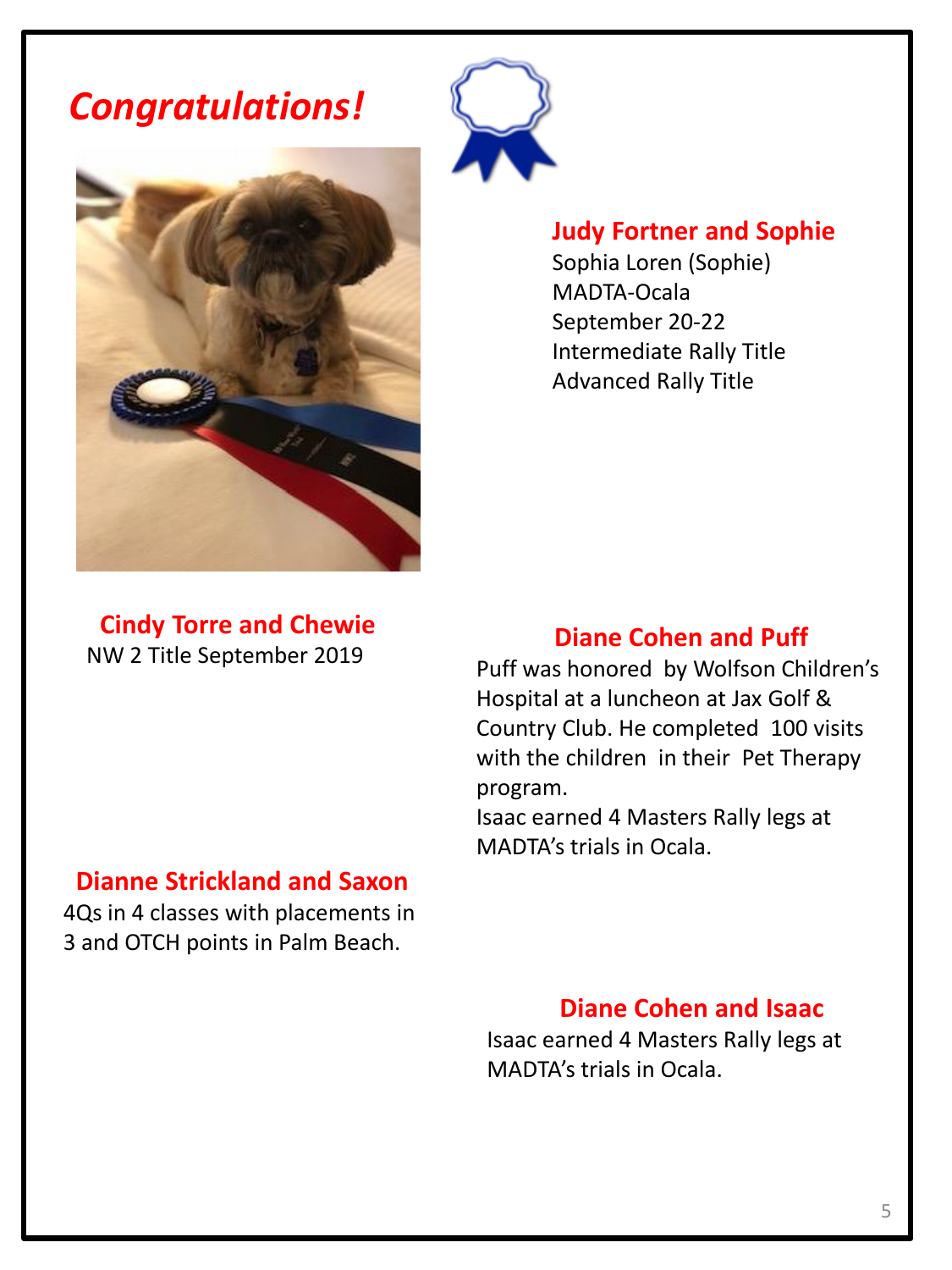# *Congratulations!*

### Judy Fortner and Sophie

Sophia Loren (Sophie)
MADTA-Ocala
September 20-22
Intermediate Rally Title
Advanced Rally Title

### Cindy Torre and Chewie

NW 2 Title September 2019

### Diane Cohen and Puff

Puff was honored by Wolfson Children's Hospital at a luncheon at Jax Golf & Country Club. He completed 100 visits with the children in their Pet Therapy program.
Isaac earned 4 Masters Rally legs at MADTA's trials in Ocala.

### Dianne Strickland and Saxon

4Qs in 4 classes with placements in 3 and OTCH points in Palm Beach.

### Diane Cohen and Isaac

Isaac earned 4 Masters Rally legs at MADTA's trials in Ocala.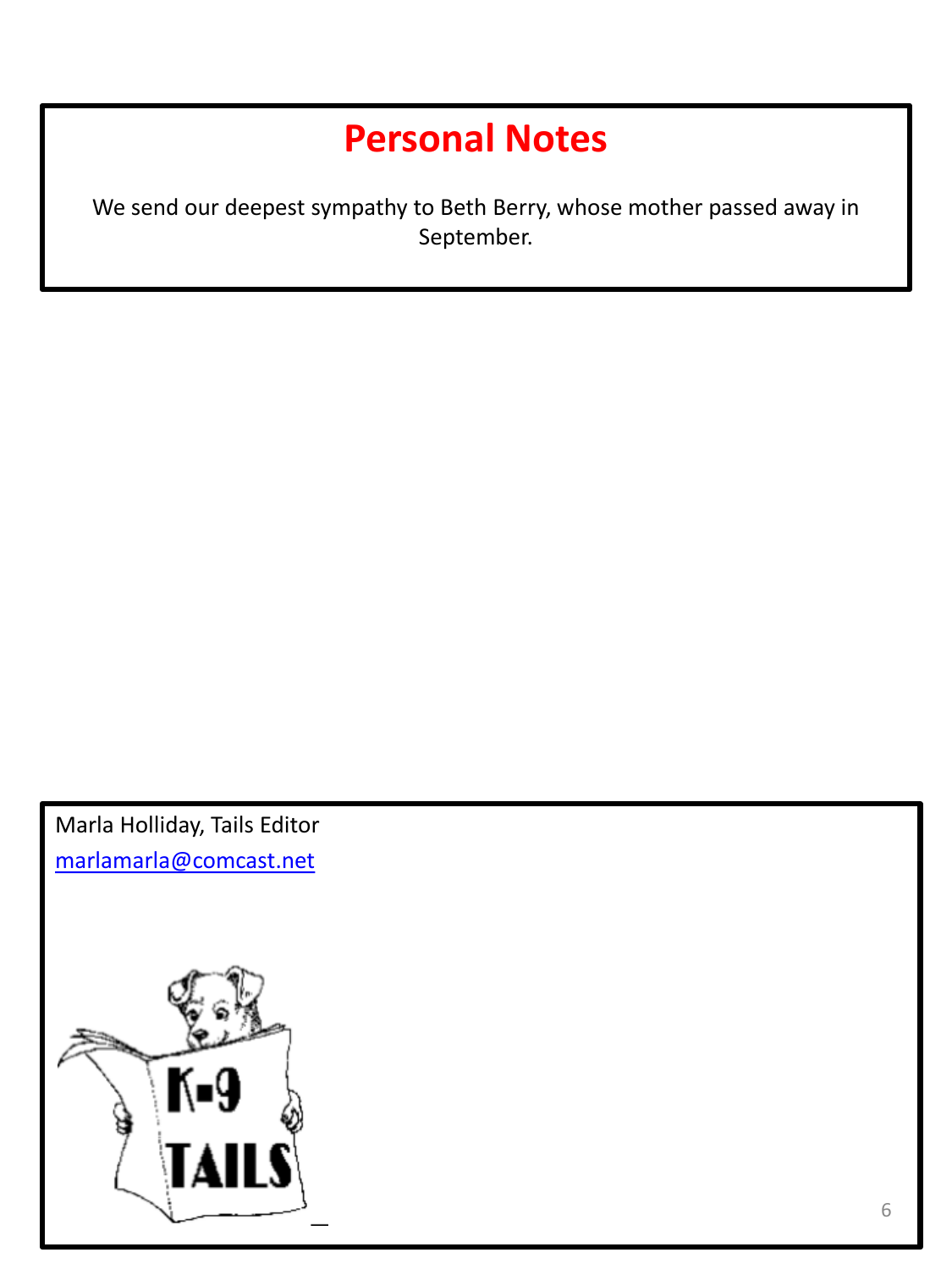# Personal Notes

We send our deepest sympathy to Beth Berry, whose mother passed away in September.

Marla Holliday, Tails Editor
marlamarla@comcast.net